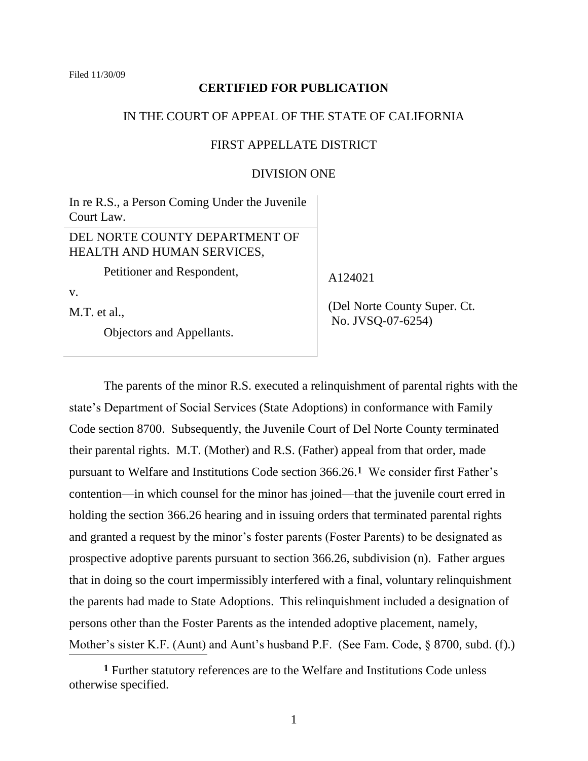Filed 11/30/09

**CERTIFIED FOR PUBLICATION**

IN THE COURT OF APPEAL OF THE STATE OF CALIFORNIA

FIRST APPELLATE DISTRICT

DIVISION ONE

| | |
|---|---|
| In re R.S., a Person Coming Under the Juvenile Court Law. | |
| DEL NORTE COUNTY DEPARTMENT OF HEALTH AND HUMAN SERVICES,<br>Petitioner and Respondent,<br>v.<br>M.T. et al.,<br>Objectors and Appellants. | A124021<br><br>(Del Norte County Super. Ct. No. JVSQ-07-6254) |

The parents of the minor R.S. executed a relinquishment of parental rights with the state's Department of Social Services (State Adoptions) in conformance with Family Code section 8700. Subsequently, the Juvenile Court of Del Norte County terminated their parental rights. M.T. (Mother) and R.S. (Father) appeal from that order, made pursuant to Welfare and Institutions Code section 366.26.[1] We consider first Father's contention—in which counsel for the minor has joined—that the juvenile court erred in holding the section 366.26 hearing and in issuing orders that terminated parental rights and granted a request by the minor's foster parents (Foster Parents) to be designated as prospective adoptive parents pursuant to section 366.26, subdivision (n). Father argues that in doing so the court impermissibly interfered with a final, voluntary relinquishment the parents had made to State Adoptions. This relinquishment included a designation of persons other than the Foster Parents as the intended adoptive placement, namely, Mother's sister K.F. (Aunt) and Aunt's husband P.F. (See Fam. Code, § 8700, subd. (f).)

[1] Further statutory references are to the Welfare and Institutions Code unless otherwise specified.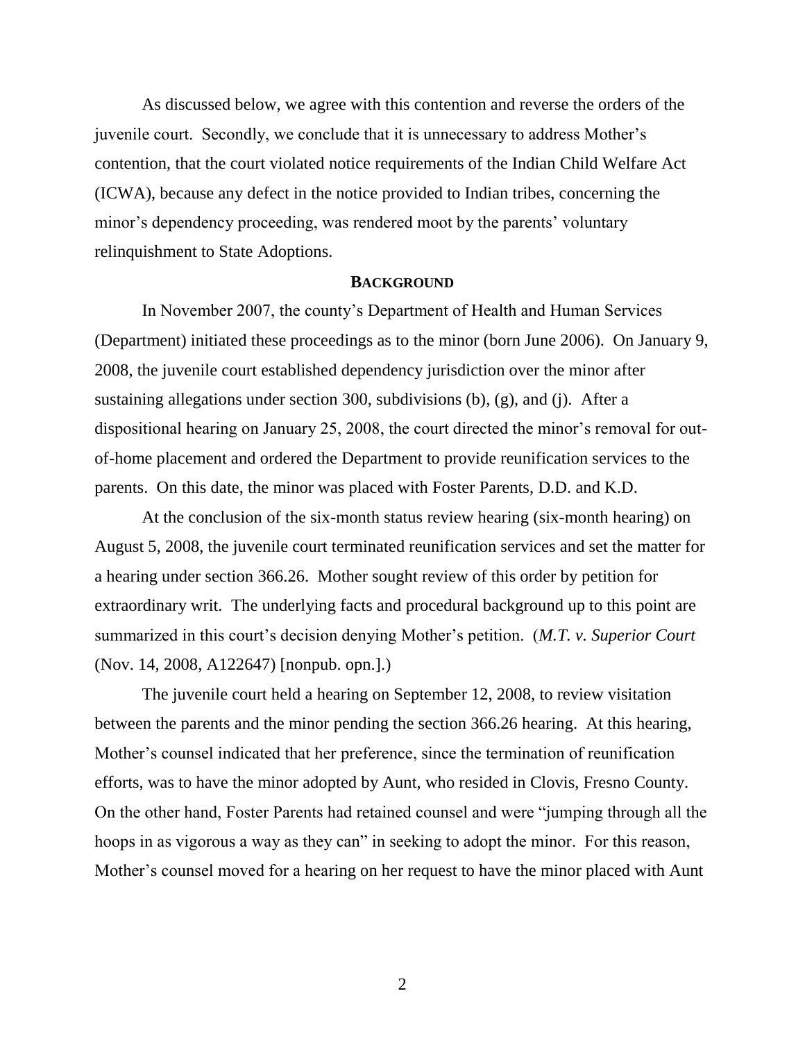As discussed below, we agree with this contention and reverse the orders of the juvenile court. Secondly, we conclude that it is unnecessary to address Mother's contention, that the court violated notice requirements of the Indian Child Welfare Act (ICWA), because any defect in the notice provided to Indian tribes, concerning the minor's dependency proceeding, was rendered moot by the parents' voluntary relinquishment to State Adoptions.

## BACKGROUND

In November 2007, the county's Department of Health and Human Services (Department) initiated these proceedings as to the minor (born June 2006). On January 9, 2008, the juvenile court established dependency jurisdiction over the minor after sustaining allegations under section 300, subdivisions (b), (g), and (j). After a dispositional hearing on January 25, 2008, the court directed the minor's removal for out-of-home placement and ordered the Department to provide reunification services to the parents. On this date, the minor was placed with Foster Parents, D.D. and K.D.

At the conclusion of the six-month status review hearing (six-month hearing) on August 5, 2008, the juvenile court terminated reunification services and set the matter for a hearing under section 366.26. Mother sought review of this order by petition for extraordinary writ. The underlying facts and procedural background up to this point are summarized in this court's decision denying Mother's petition. (*M.T. v. Superior Court* (Nov. 14, 2008, A122647) [nonpub. opn.].)

The juvenile court held a hearing on September 12, 2008, to review visitation between the parents and the minor pending the section 366.26 hearing. At this hearing, Mother's counsel indicated that her preference, since the termination of reunification efforts, was to have the minor adopted by Aunt, who resided in Clovis, Fresno County. On the other hand, Foster Parents had retained counsel and were "jumping through all the hoops in as vigorous a way as they can" in seeking to adopt the minor. For this reason, Mother's counsel moved for a hearing on her request to have the minor placed with Aunt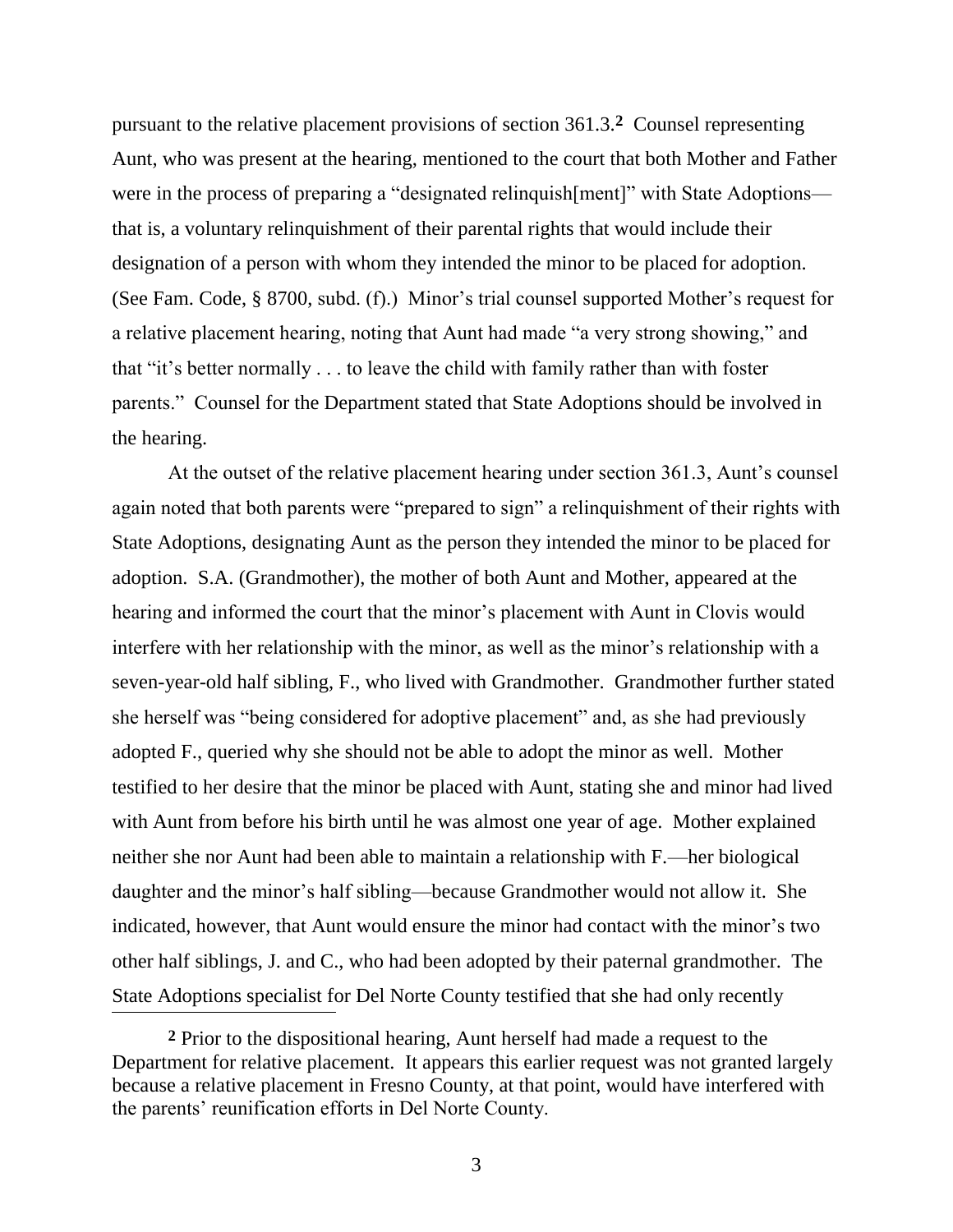pursuant to the relative placement provisions of section 361.3.[2] Counsel representing Aunt, who was present at the hearing, mentioned to the court that both Mother and Father were in the process of preparing a "designated relinquish[ment]" with State Adoptions—that is, a voluntary relinquishment of their parental rights that would include their designation of a person with whom they intended the minor to be placed for adoption. (See Fam. Code, § 8700, subd. (f).) Minor's trial counsel supported Mother's request for a relative placement hearing, noting that Aunt had made "a very strong showing," and that "it's better normally . . . to leave the child with family rather than with foster parents." Counsel for the Department stated that State Adoptions should be involved in the hearing.

At the outset of the relative placement hearing under section 361.3, Aunt's counsel again noted that both parents were "prepared to sign" a relinquishment of their rights with State Adoptions, designating Aunt as the person they intended the minor to be placed for adoption. S.A. (Grandmother), the mother of both Aunt and Mother, appeared at the hearing and informed the court that the minor's placement with Aunt in Clovis would interfere with her relationship with the minor, as well as the minor's relationship with a seven-year-old half sibling, F., who lived with Grandmother. Grandmother further stated she herself was "being considered for adoptive placement" and, as she had previously adopted F., queried why she should not be able to adopt the minor as well. Mother testified to her desire that the minor be placed with Aunt, stating she and minor had lived with Aunt from before his birth until he was almost one year of age. Mother explained neither she nor Aunt had been able to maintain a relationship with F.—her biological daughter and the minor's half sibling—because Grandmother would not allow it. She indicated, however, that Aunt would ensure the minor had contact with the minor's two other half siblings, J. and C., who had been adopted by their paternal grandmother. The State Adoptions specialist for Del Norte County testified that she had only recently

[2] Prior to the dispositional hearing, Aunt herself had made a request to the Department for relative placement. It appears this earlier request was not granted largely because a relative placement in Fresno County, at that point, would have interfered with the parents' reunification efforts in Del Norte County.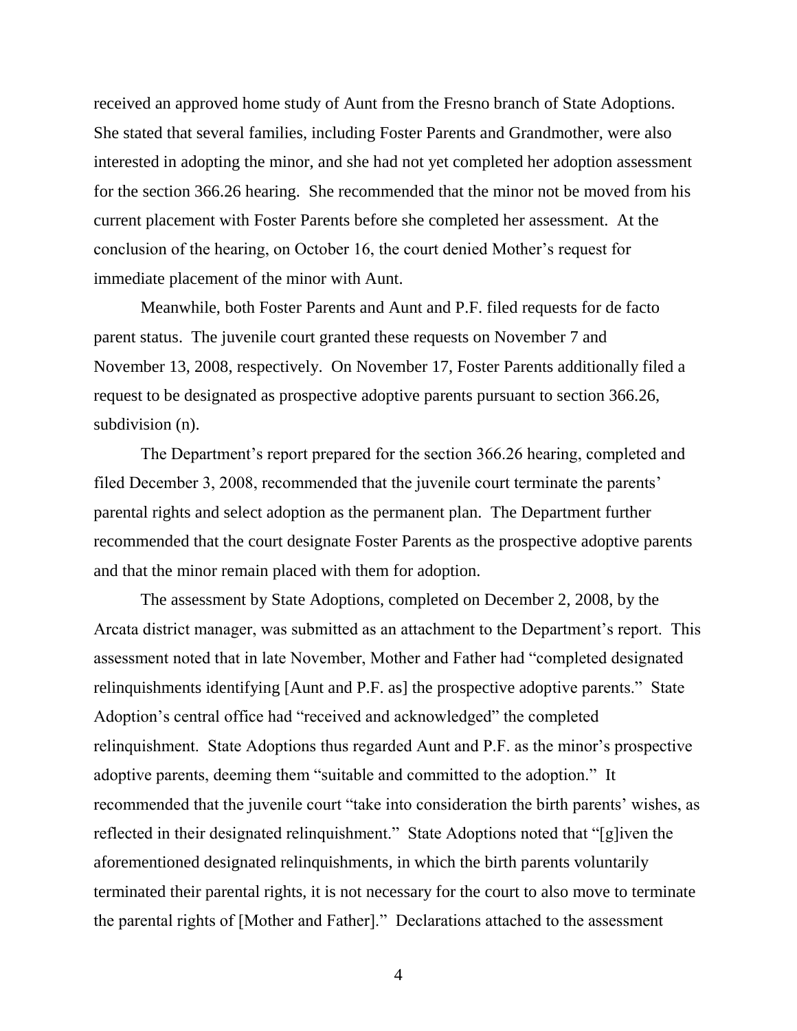received an approved home study of Aunt from the Fresno branch of State Adoptions. She stated that several families, including Foster Parents and Grandmother, were also interested in adopting the minor, and she had not yet completed her adoption assessment for the section 366.26 hearing. She recommended that the minor not be moved from his current placement with Foster Parents before she completed her assessment. At the conclusion of the hearing, on October 16, the court denied Mother's request for immediate placement of the minor with Aunt.

Meanwhile, both Foster Parents and Aunt and P.F. filed requests for de facto parent status. The juvenile court granted these requests on November 7 and November 13, 2008, respectively. On November 17, Foster Parents additionally filed a request to be designated as prospective adoptive parents pursuant to section 366.26, subdivision (n).

The Department's report prepared for the section 366.26 hearing, completed and filed December 3, 2008, recommended that the juvenile court terminate the parents' parental rights and select adoption as the permanent plan. The Department further recommended that the court designate Foster Parents as the prospective adoptive parents and that the minor remain placed with them for adoption.

The assessment by State Adoptions, completed on December 2, 2008, by the Arcata district manager, was submitted as an attachment to the Department's report. This assessment noted that in late November, Mother and Father had "completed designated relinquishments identifying [Aunt and P.F. as] the prospective adoptive parents." State Adoption's central office had "received and acknowledged" the completed relinquishment. State Adoptions thus regarded Aunt and P.F. as the minor's prospective adoptive parents, deeming them "suitable and committed to the adoption." It recommended that the juvenile court "take into consideration the birth parents' wishes, as reflected in their designated relinquishment." State Adoptions noted that "[g]iven the aforementioned designated relinquishments, in which the birth parents voluntarily terminated their parental rights, it is not necessary for the court to also move to terminate the parental rights of [Mother and Father]." Declarations attached to the assessment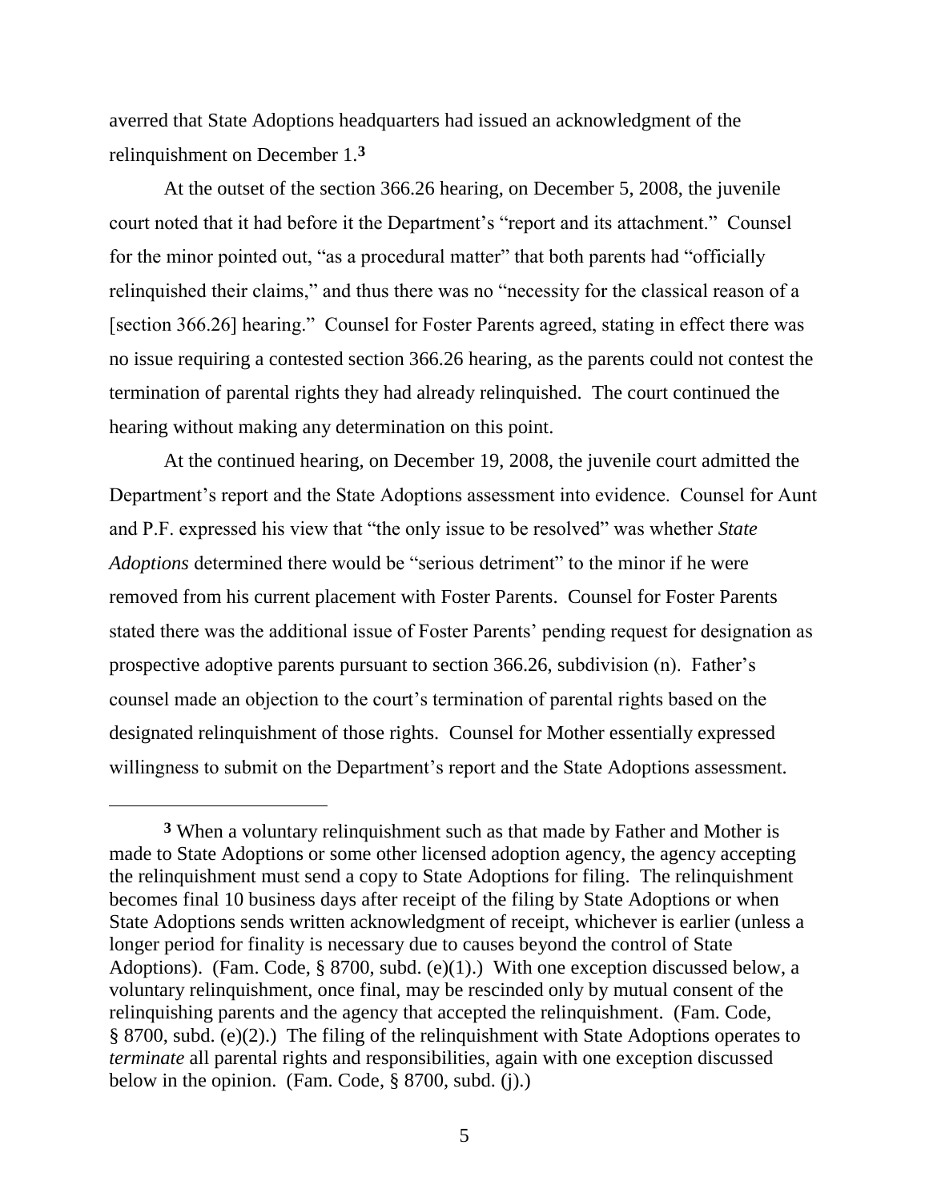averred that State Adoptions headquarters had issued an acknowledgment of the relinquishment on December 1.[3]

At the outset of the section 366.26 hearing, on December 5, 2008, the juvenile court noted that it had before it the Department's "report and its attachment." Counsel for the minor pointed out, "as a procedural matter" that both parents had "officially relinquished their claims," and thus there was no "necessity for the classical reason of a [section 366.26] hearing." Counsel for Foster Parents agreed, stating in effect there was no issue requiring a contested section 366.26 hearing, as the parents could not contest the termination of parental rights they had already relinquished. The court continued the hearing without making any determination on this point.

At the continued hearing, on December 19, 2008, the juvenile court admitted the Department's report and the State Adoptions assessment into evidence. Counsel for Aunt and P.F. expressed his view that "the only issue to be resolved" was whether *State Adoptions* determined there would be "serious detriment" to the minor if he were removed from his current placement with Foster Parents. Counsel for Foster Parents stated there was the additional issue of Foster Parents' pending request for designation as prospective adoptive parents pursuant to section 366.26, subdivision (n). Father's counsel made an objection to the court's termination of parental rights based on the designated relinquishment of those rights. Counsel for Mother essentially expressed willingness to submit on the Department's report and the State Adoptions assessment.

---

[3] When a voluntary relinquishment such as that made by Father and Mother is made to State Adoptions or some other licensed adoption agency, the agency accepting the relinquishment must send a copy to State Adoptions for filing. The relinquishment becomes final 10 business days after receipt of the filing by State Adoptions or when State Adoptions sends written acknowledgment of receipt, whichever is earlier (unless a longer period for finality is necessary due to causes beyond the control of State Adoptions). (Fam. Code, § 8700, subd. (e)(1).) With one exception discussed below, a voluntary relinquishment, once final, may be rescinded only by mutual consent of the relinquishing parents and the agency that accepted the relinquishment. (Fam. Code, § 8700, subd. (e)(2).) The filing of the relinquishment with State Adoptions operates to *terminate* all parental rights and responsibilities, again with one exception discussed below in the opinion. (Fam. Code, § 8700, subd. (j).)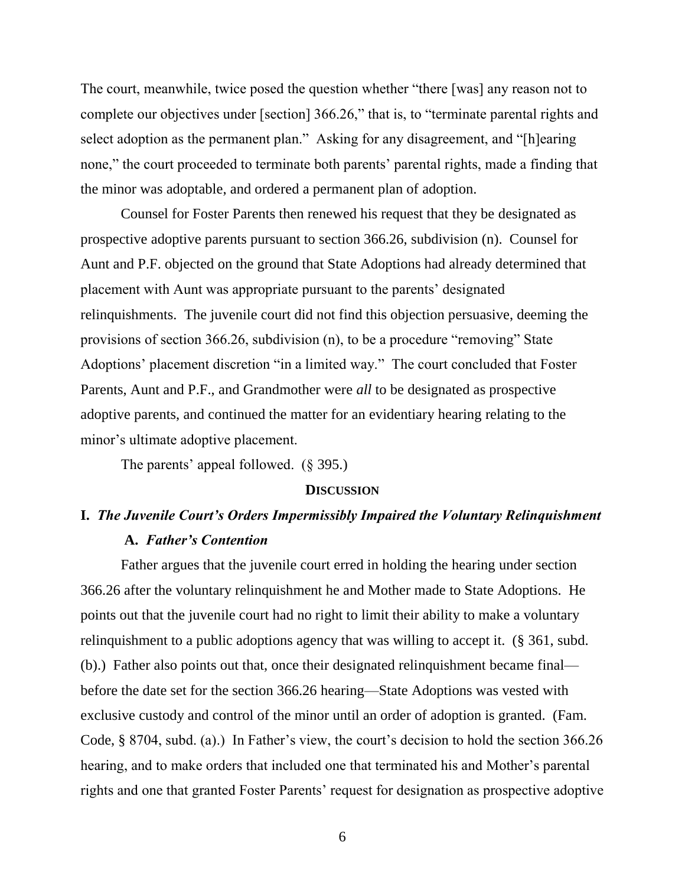The court, meanwhile, twice posed the question whether "there [was] any reason not to complete our objectives under [section] 366.26," that is, to "terminate parental rights and select adoption as the permanent plan." Asking for any disagreement, and "[h]earing none," the court proceeded to terminate both parents' parental rights, made a finding that the minor was adoptable, and ordered a permanent plan of adoption.

Counsel for Foster Parents then renewed his request that they be designated as prospective adoptive parents pursuant to section 366.26, subdivision (n). Counsel for Aunt and P.F. objected on the ground that State Adoptions had already determined that placement with Aunt was appropriate pursuant to the parents' designated relinquishments. The juvenile court did not find this objection persuasive, deeming the provisions of section 366.26, subdivision (n), to be a procedure "removing" State Adoptions' placement discretion "in a limited way." The court concluded that Foster Parents, Aunt and P.F., and Grandmother were *all* to be designated as prospective adoptive parents, and continued the matter for an evidentiary hearing relating to the minor's ultimate adoptive placement.

The parents' appeal followed. (§ 395.)

## DISCUSSION

### I. *The Juvenile Court's Orders Impermissibly Impaired the Voluntary Relinquishment*

#### A. *Father's Contention*

Father argues that the juvenile court erred in holding the hearing under section 366.26 after the voluntary relinquishment he and Mother made to State Adoptions. He points out that the juvenile court had no right to limit their ability to make a voluntary relinquishment to a public adoptions agency that was willing to accept it. (§ 361, subd. (b).) Father also points out that, once their designated relinquishment became final—before the date set for the section 366.26 hearing—State Adoptions was vested with exclusive custody and control of the minor until an order of adoption is granted. (Fam. Code, § 8704, subd. (a).) In Father's view, the court's decision to hold the section 366.26 hearing, and to make orders that included one that terminated his and Mother's parental rights and one that granted Foster Parents' request for designation as prospective adoptive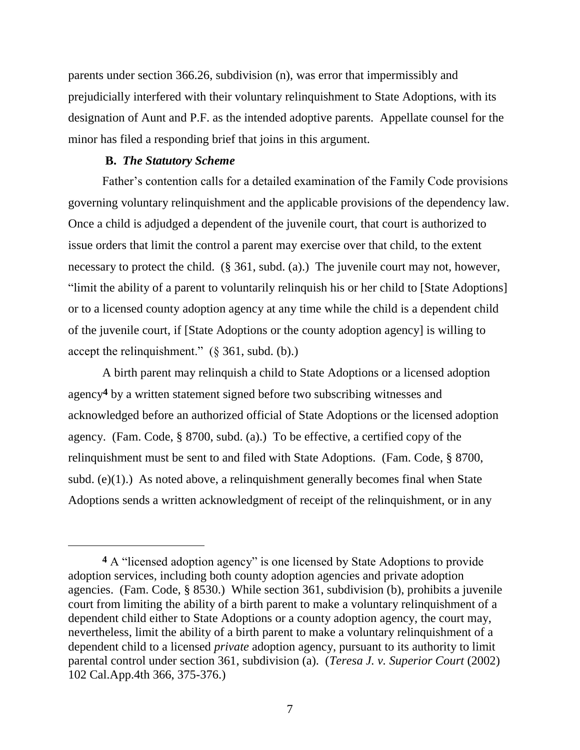parents under section 366.26, subdivision (n), was error that impermissibly and prejudicially interfered with their voluntary relinquishment to State Adoptions, with its designation of Aunt and P.F. as the intended adoptive parents. Appellate counsel for the minor has filed a responding brief that joins in this argument.

### **B.** ***The Statutory Scheme***

Father's contention calls for a detailed examination of the Family Code provisions governing voluntary relinquishment and the applicable provisions of the dependency law. Once a child is adjudged a dependent of the juvenile court, that court is authorized to issue orders that limit the control a parent may exercise over that child, to the extent necessary to protect the child. (§ 361, subd. (a).) The juvenile court may not, however, "limit the ability of a parent to voluntarily relinquish his or her child to [State Adoptions] or to a licensed county adoption agency at any time while the child is a dependent child of the juvenile court, if [State Adoptions or the county adoption agency] is willing to accept the relinquishment." (§ 361, subd. (b).)

A birth parent may relinquish a child to State Adoptions or a licensed adoption agency[4] by a written statement signed before two subscribing witnesses and acknowledged before an authorized official of State Adoptions or the licensed adoption agency. (Fam. Code, § 8700, subd. (a).) To be effective, a certified copy of the relinquishment must be sent to and filed with State Adoptions. (Fam. Code, § 8700, subd. (e)(1).) As noted above, a relinquishment generally becomes final when State Adoptions sends a written acknowledgment of receipt of the relinquishment, or in any

---

**4** A "licensed adoption agency" is one licensed by State Adoptions to provide adoption services, including both county adoption agencies and private adoption agencies. (Fam. Code, § 8530.) While section 361, subdivision (b), prohibits a juvenile court from limiting the ability of a birth parent to make a voluntary relinquishment of a dependent child either to State Adoptions or a county adoption agency, the court may, nevertheless, limit the ability of a birth parent to make a voluntary relinquishment of a dependent child to a licensed *private* adoption agency, pursuant to its authority to limit parental control under section 361, subdivision (a). (*Teresa J. v. Superior Court* (2002) 102 Cal.App.4th 366, 375-376.)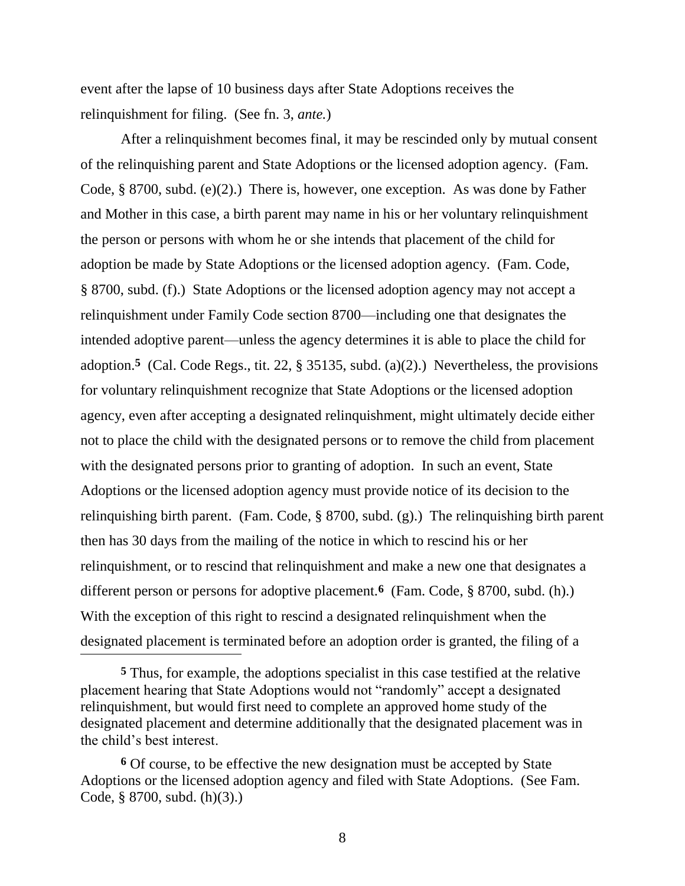event after the lapse of 10 business days after State Adoptions receives the relinquishment for filing. (See fn. 3, *ante.*)

After a relinquishment becomes final, it may be rescinded only by mutual consent of the relinquishing parent and State Adoptions or the licensed adoption agency. (Fam. Code, § 8700, subd. (e)(2).) There is, however, one exception. As was done by Father and Mother in this case, a birth parent may name in his or her voluntary relinquishment the person or persons with whom he or she intends that placement of the child for adoption be made by State Adoptions or the licensed adoption agency. (Fam. Code, § 8700, subd. (f).) State Adoptions or the licensed adoption agency may not accept a relinquishment under Family Code section 8700—including one that designates the intended adoptive parent—unless the agency determines it is able to place the child for adoption.[5] (Cal. Code Regs., tit. 22, § 35135, subd. (a)(2).) Nevertheless, the provisions for voluntary relinquishment recognize that State Adoptions or the licensed adoption agency, even after accepting a designated relinquishment, might ultimately decide either not to place the child with the designated persons or to remove the child from placement with the designated persons prior to granting of adoption. In such an event, State Adoptions or the licensed adoption agency must provide notice of its decision to the relinquishing birth parent. (Fam. Code, § 8700, subd. (g).) The relinquishing birth parent then has 30 days from the mailing of the notice in which to rescind his or her relinquishment, or to rescind that relinquishment and make a new one that designates a different person or persons for adoptive placement.[6] (Fam. Code, § 8700, subd. (h).) With the exception of this right to rescind a designated relinquishment when the designated placement is terminated before an adoption order is granted, the filing of a

---

[5] Thus, for example, the adoptions specialist in this case testified at the relative placement hearing that State Adoptions would not "randomly" accept a designated relinquishment, but would first need to complete an approved home study of the designated placement and determine additionally that the designated placement was in the child's best interest.

[6] Of course, to be effective the new designation must be accepted by State Adoptions or the licensed adoption agency and filed with State Adoptions. (See Fam. Code, § 8700, subd. (h)(3).)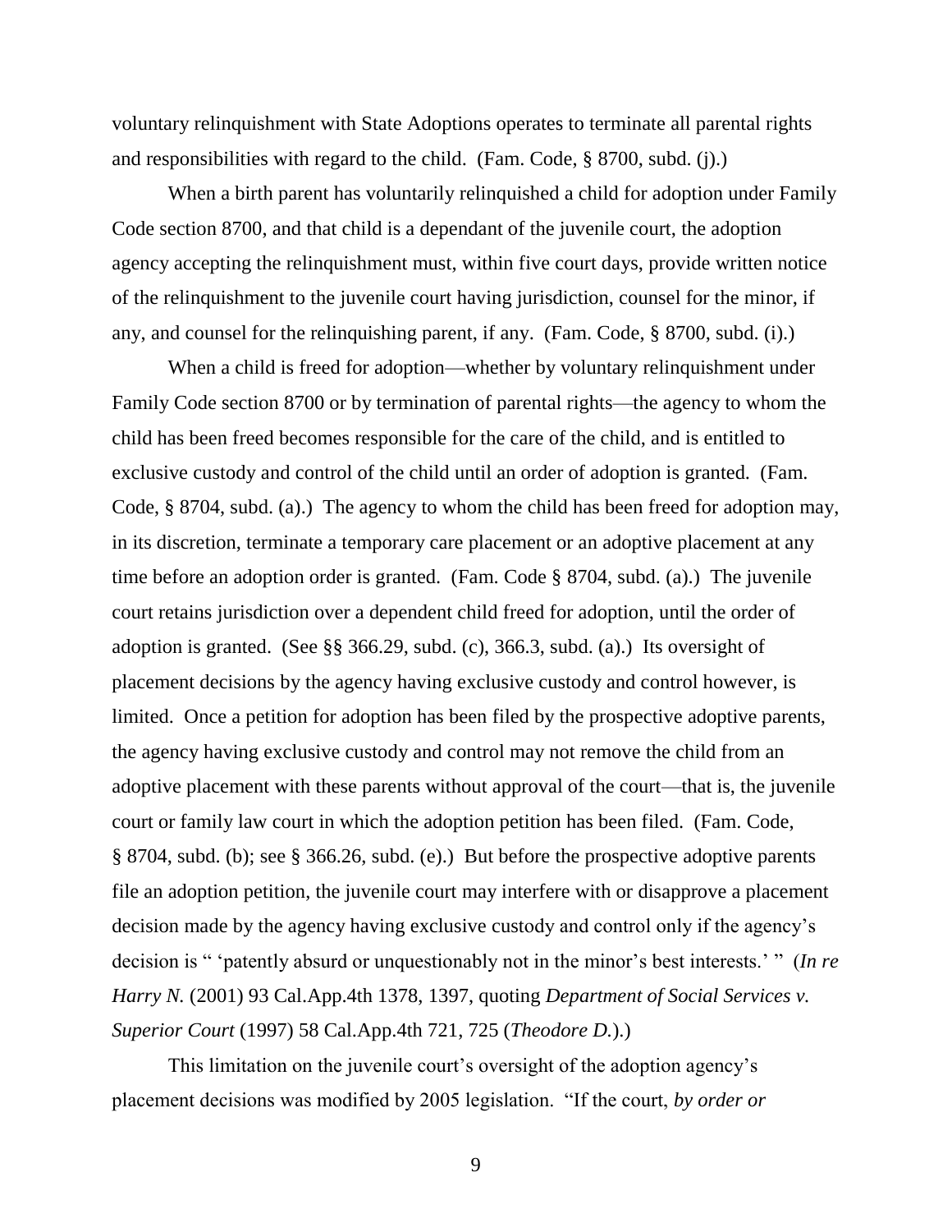voluntary relinquishment with State Adoptions operates to terminate all parental rights and responsibilities with regard to the child. (Fam. Code, § 8700, subd. (j).)

When a birth parent has voluntarily relinquished a child for adoption under Family Code section 8700, and that child is a dependant of the juvenile court, the adoption agency accepting the relinquishment must, within five court days, provide written notice of the relinquishment to the juvenile court having jurisdiction, counsel for the minor, if any, and counsel for the relinquishing parent, if any. (Fam. Code, § 8700, subd. (i).)

When a child is freed for adoption—whether by voluntary relinquishment under Family Code section 8700 or by termination of parental rights—the agency to whom the child has been freed becomes responsible for the care of the child, and is entitled to exclusive custody and control of the child until an order of adoption is granted. (Fam. Code, § 8704, subd. (a).) The agency to whom the child has been freed for adoption may, in its discretion, terminate a temporary care placement or an adoptive placement at any time before an adoption order is granted. (Fam. Code § 8704, subd. (a).) The juvenile court retains jurisdiction over a dependent child freed for adoption, until the order of adoption is granted. (See §§ 366.29, subd. (c), 366.3, subd. (a).) Its oversight of placement decisions by the agency having exclusive custody and control however, is limited. Once a petition for adoption has been filed by the prospective adoptive parents, the agency having exclusive custody and control may not remove the child from an adoptive placement with these parents without approval of the court—that is, the juvenile court or family law court in which the adoption petition has been filed. (Fam. Code, § 8704, subd. (b); see § 366.26, subd. (e).) But before the prospective adoptive parents file an adoption petition, the juvenile court may interfere with or disapprove a placement decision made by the agency having exclusive custody and control only if the agency's decision is " 'patently absurd or unquestionably not in the minor's best interests.' " (*In re Harry N.* (2001) 93 Cal.App.4th 1378, 1397, quoting *Department of Social Services v. Superior Court* (1997) 58 Cal.App.4th 721, 725 (*Theodore D.*).)

This limitation on the juvenile court's oversight of the adoption agency's placement decisions was modified by 2005 legislation. "If the court, *by order or*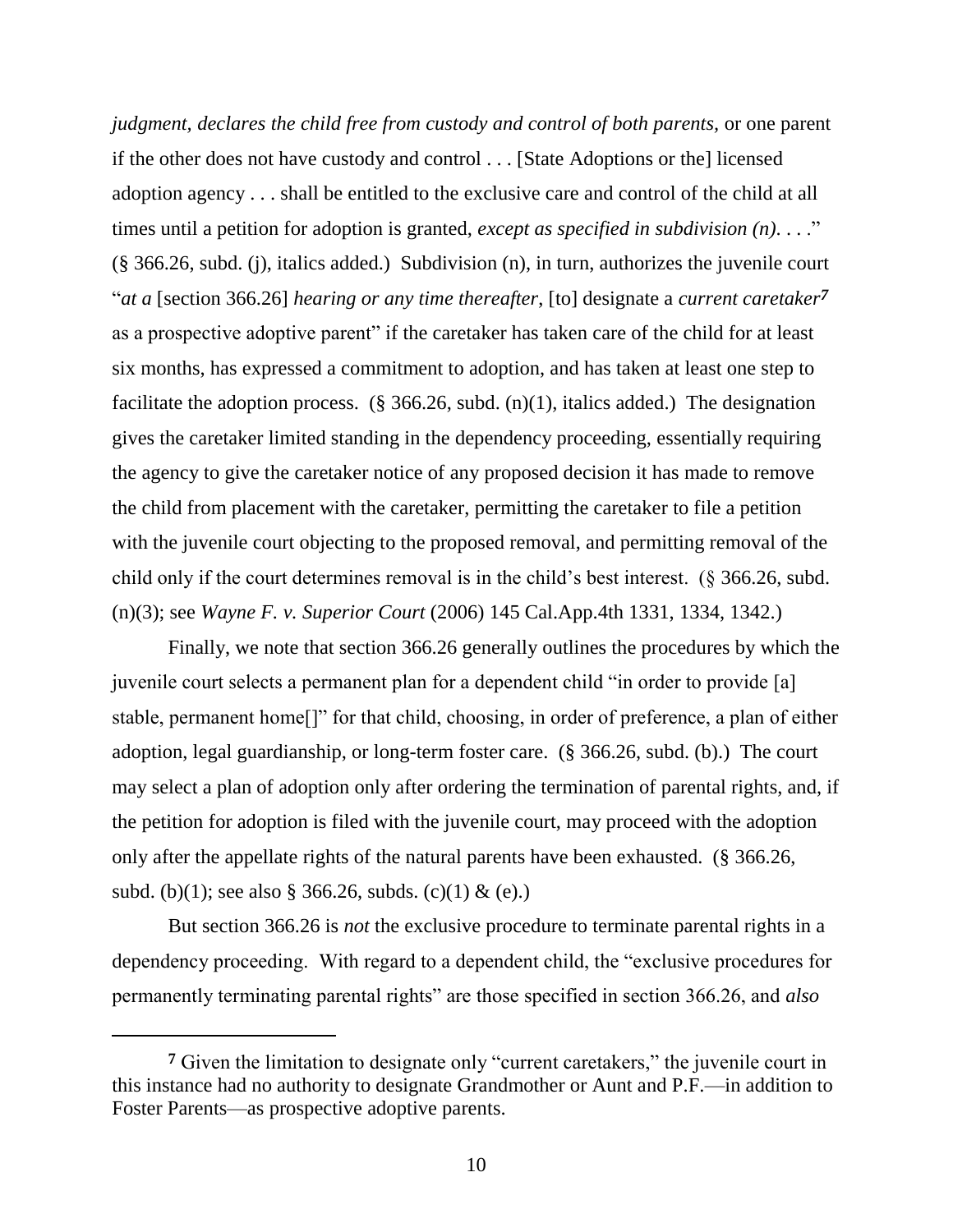*judgment, declares the child free from custody and control of both parents,* or one parent if the other does not have custody and control . . . [State Adoptions or the] licensed adoption agency . . . shall be entitled to the exclusive care and control of the child at all times until a petition for adoption is granted, *except as specified in subdivision (n)*. . . ." (§ 366.26, subd. (j), italics added.) Subdivision (n), in turn, authorizes the juvenile court "*at a* [section 366.26] *hearing or any time thereafter,* [to] designate a *current caretaker*[7] as a prospective adoptive parent" if the caretaker has taken care of the child for at least six months, has expressed a commitment to adoption, and has taken at least one step to facilitate the adoption process. (§ 366.26, subd. (n)(1), italics added.) The designation gives the caretaker limited standing in the dependency proceeding, essentially requiring the agency to give the caretaker notice of any proposed decision it has made to remove the child from placement with the caretaker, permitting the caretaker to file a petition with the juvenile court objecting to the proposed removal, and permitting removal of the child only if the court determines removal is in the child's best interest. (§ 366.26, subd. (n)(3); see *Wayne F. v. Superior Court* (2006) 145 Cal.App.4th 1331, 1334, 1342.)

Finally, we note that section 366.26 generally outlines the procedures by which the juvenile court selects a permanent plan for a dependent child "in order to provide [a] stable, permanent home[]" for that child, choosing, in order of preference, a plan of either adoption, legal guardianship, or long-term foster care. (§ 366.26, subd. (b).) The court may select a plan of adoption only after ordering the termination of parental rights, and, if the petition for adoption is filed with the juvenile court, may proceed with the adoption only after the appellate rights of the natural parents have been exhausted. (§ 366.26, subd. (b)(1); see also § 366.26, subds. (c)(1) & (e).)

But section 366.26 is *not* the exclusive procedure to terminate parental rights in a dependency proceeding. With regard to a dependent child, the "exclusive procedures for permanently terminating parental rights" are those specified in section 366.26, and *also*

---

[7] Given the limitation to designate only "current caretakers," the juvenile court in this instance had no authority to designate Grandmother or Aunt and P.F.—in addition to Foster Parents—as prospective adoptive parents.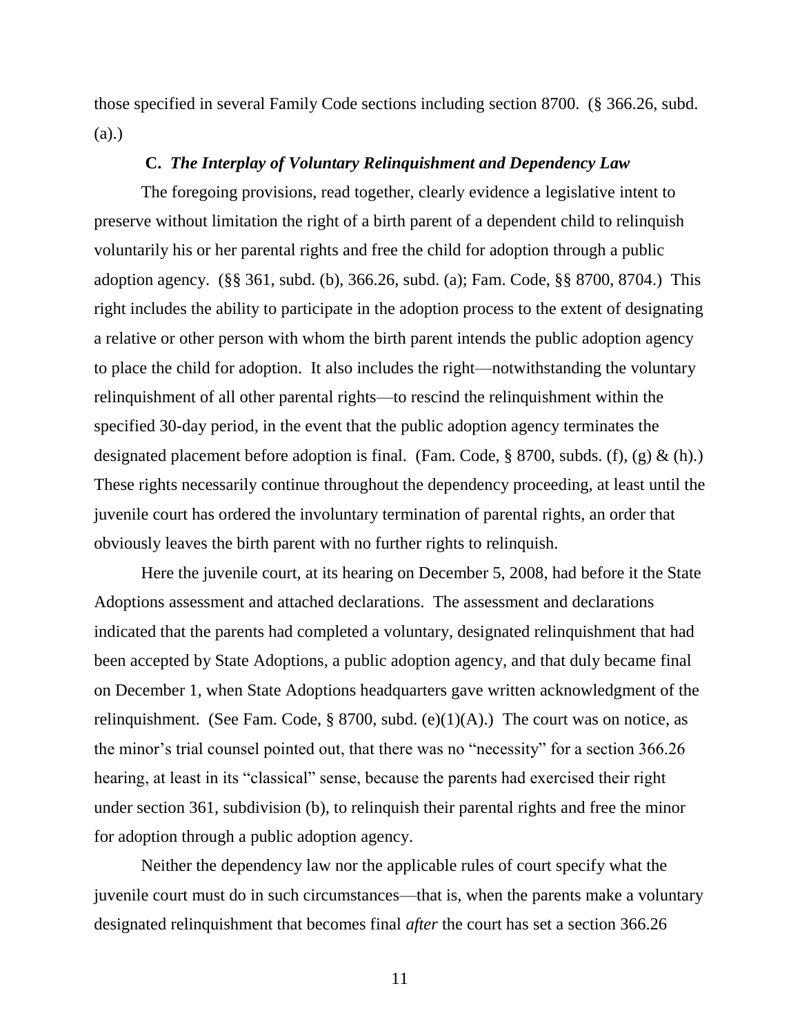those specified in several Family Code sections including section 8700. (§ 366.26, subd. (a).)

### C. *The Interplay of Voluntary Relinquishment and Dependency Law*

The foregoing provisions, read together, clearly evidence a legislative intent to preserve without limitation the right of a birth parent of a dependent child to relinquish voluntarily his or her parental rights and free the child for adoption through a public adoption agency. (§§ 361, subd. (b), 366.26, subd. (a); Fam. Code, §§ 8700, 8704.) This right includes the ability to participate in the adoption process to the extent of designating a relative or other person with whom the birth parent intends the public adoption agency to place the child for adoption. It also includes the right—notwithstanding the voluntary relinquishment of all other parental rights—to rescind the relinquishment within the specified 30-day period, in the event that the public adoption agency terminates the designated placement before adoption is final. (Fam. Code, § 8700, subds. (f), (g) & (h).) These rights necessarily continue throughout the dependency proceeding, at least until the juvenile court has ordered the involuntary termination of parental rights, an order that obviously leaves the birth parent with no further rights to relinquish.

Here the juvenile court, at its hearing on December 5, 2008, had before it the State Adoptions assessment and attached declarations. The assessment and declarations indicated that the parents had completed a voluntary, designated relinquishment that had been accepted by State Adoptions, a public adoption agency, and that duly became final on December 1, when State Adoptions headquarters gave written acknowledgment of the relinquishment. (See Fam. Code, § 8700, subd. (e)(1)(A).) The court was on notice, as the minor's trial counsel pointed out, that there was no "necessity" for a section 366.26 hearing, at least in its "classical" sense, because the parents had exercised their right under section 361, subdivision (b), to relinquish their parental rights and free the minor for adoption through a public adoption agency.

Neither the dependency law nor the applicable rules of court specify what the juvenile court must do in such circumstances—that is, when the parents make a voluntary designated relinquishment that becomes final *after* the court has set a section 366.26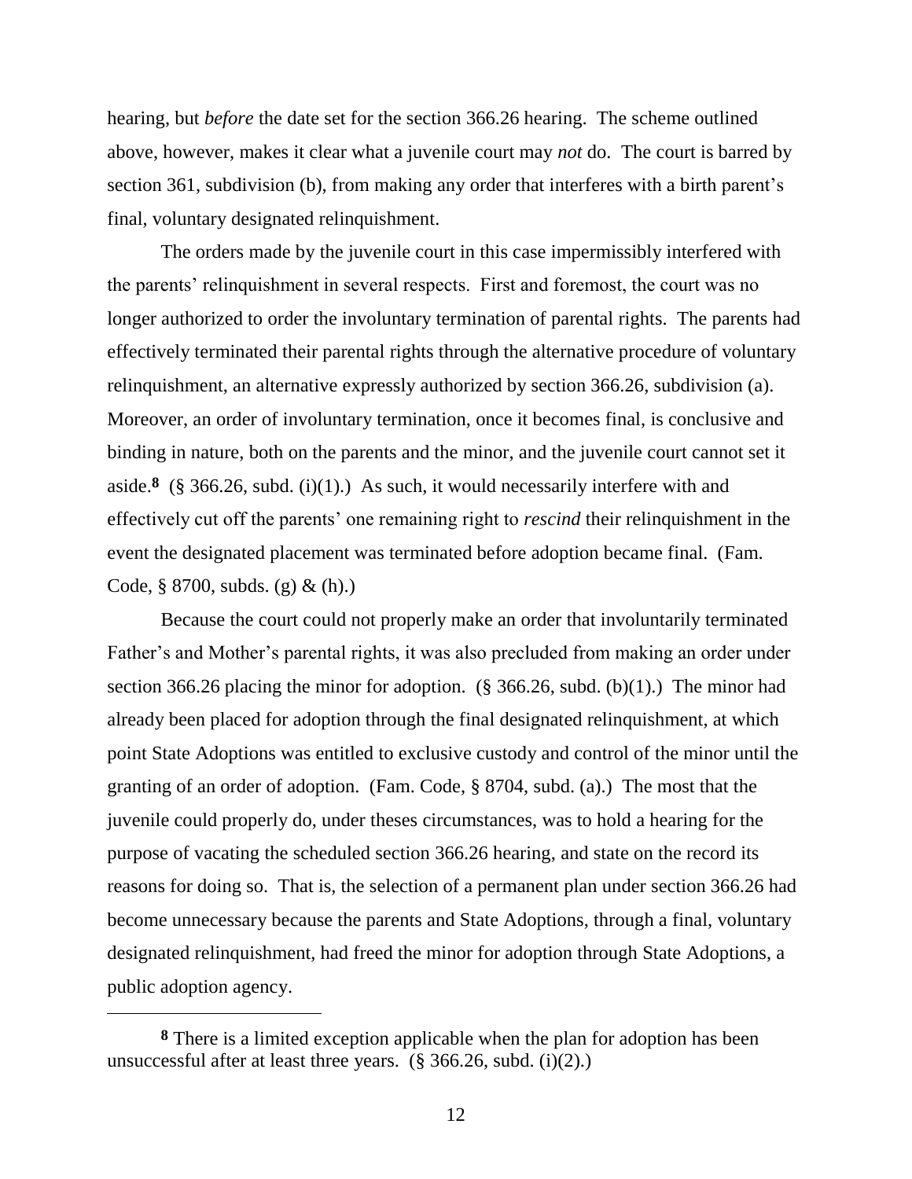hearing, but *before* the date set for the section 366.26 hearing. The scheme outlined above, however, makes it clear what a juvenile court may *not* do. The court is barred by section 361, subdivision (b), from making any order that interferes with a birth parent's final, voluntary designated relinquishment.

The orders made by the juvenile court in this case impermissibly interfered with the parents' relinquishment in several respects. First and foremost, the court was no longer authorized to order the involuntary termination of parental rights. The parents had effectively terminated their parental rights through the alternative procedure of voluntary relinquishment, an alternative expressly authorized by section 366.26, subdivision (a). Moreover, an order of involuntary termination, once it becomes final, is conclusive and binding in nature, both on the parents and the minor, and the juvenile court cannot set it aside.[8] (§ 366.26, subd. (i)(1).) As such, it would necessarily interfere with and effectively cut off the parents' one remaining right to *rescind* their relinquishment in the event the designated placement was terminated before adoption became final. (Fam. Code, § 8700, subds. (g) & (h).)

Because the court could not properly make an order that involuntarily terminated Father's and Mother's parental rights, it was also precluded from making an order under section 366.26 placing the minor for adoption. (§ 366.26, subd. (b)(1).) The minor had already been placed for adoption through the final designated relinquishment, at which point State Adoptions was entitled to exclusive custody and control of the minor until the granting of an order of adoption. (Fam. Code, § 8704, subd. (a).) The most that the juvenile could properly do, under theses circumstances, was to hold a hearing for the purpose of vacating the scheduled section 366.26 hearing, and state on the record its reasons for doing so. That is, the selection of a permanent plan under section 366.26 had become unnecessary because the parents and State Adoptions, through a final, voluntary designated relinquishment, had freed the minor for adoption through State Adoptions, a public adoption agency.

---

**8** There is a limited exception applicable when the plan for adoption has been unsuccessful after at least three years. (§ 366.26, subd. (i)(2).)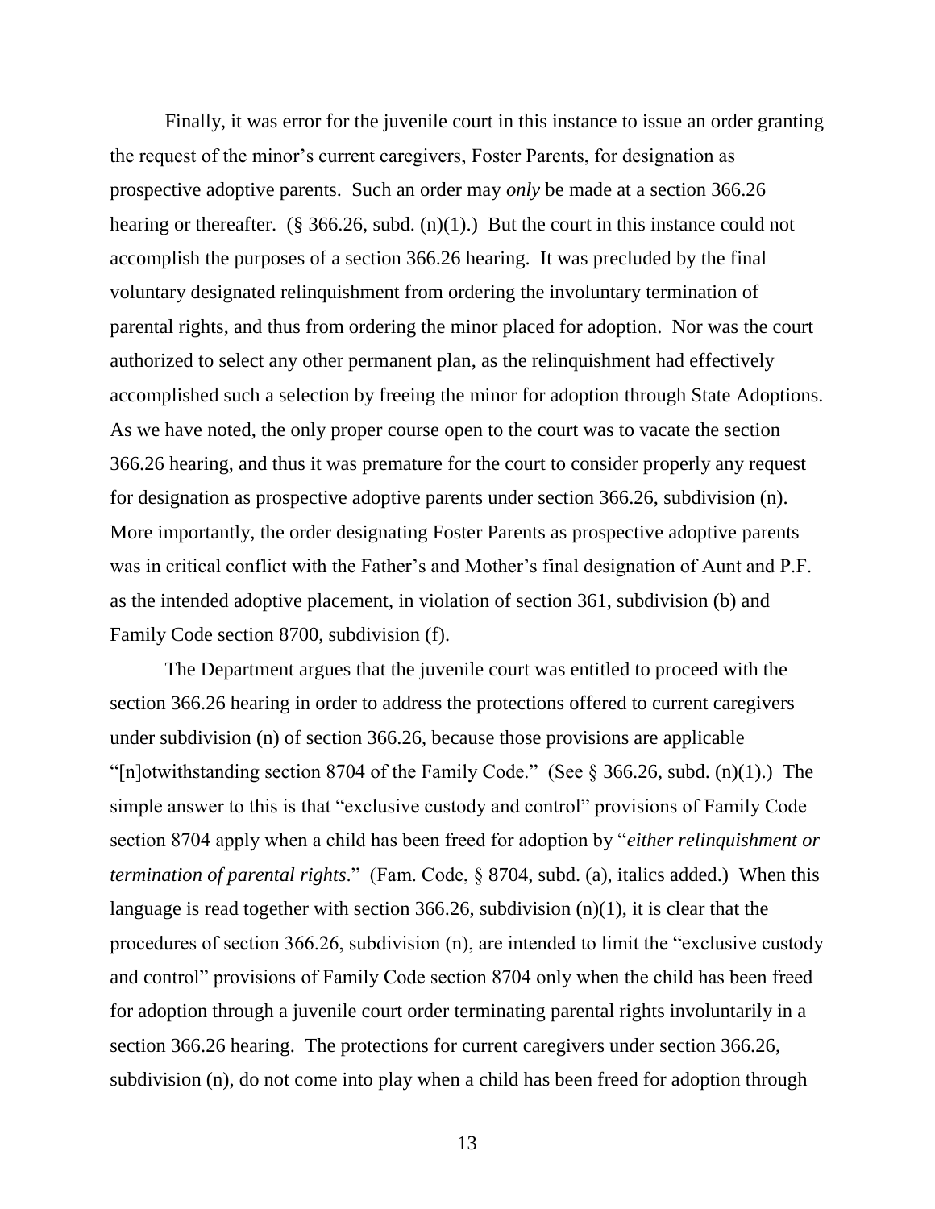Finally, it was error for the juvenile court in this instance to issue an order granting the request of the minor's current caregivers, Foster Parents, for designation as prospective adoptive parents. Such an order may *only* be made at a section 366.26 hearing or thereafter. (§ 366.26, subd. (n)(1).) But the court in this instance could not accomplish the purposes of a section 366.26 hearing. It was precluded by the final voluntary designated relinquishment from ordering the involuntary termination of parental rights, and thus from ordering the minor placed for adoption. Nor was the court authorized to select any other permanent plan, as the relinquishment had effectively accomplished such a selection by freeing the minor for adoption through State Adoptions. As we have noted, the only proper course open to the court was to vacate the section 366.26 hearing, and thus it was premature for the court to consider properly any request for designation as prospective adoptive parents under section 366.26, subdivision (n). More importantly, the order designating Foster Parents as prospective adoptive parents was in critical conflict with the Father's and Mother's final designation of Aunt and P.F. as the intended adoptive placement, in violation of section 361, subdivision (b) and Family Code section 8700, subdivision (f).

The Department argues that the juvenile court was entitled to proceed with the section 366.26 hearing in order to address the protections offered to current caregivers under subdivision (n) of section 366.26, because those provisions are applicable "[n]otwithstanding section 8704 of the Family Code." (See § 366.26, subd. (n)(1).) The simple answer to this is that "exclusive custody and control" provisions of Family Code section 8704 apply when a child has been freed for adoption by "*either relinquishment or termination of parental rights*." (Fam. Code, § 8704, subd. (a), italics added.) When this language is read together with section 366.26, subdivision (n)(1), it is clear that the procedures of section 366.26, subdivision (n), are intended to limit the "exclusive custody and control" provisions of Family Code section 8704 only when the child has been freed for adoption through a juvenile court order terminating parental rights involuntarily in a section 366.26 hearing. The protections for current caregivers under section 366.26, subdivision (n), do not come into play when a child has been freed for adoption through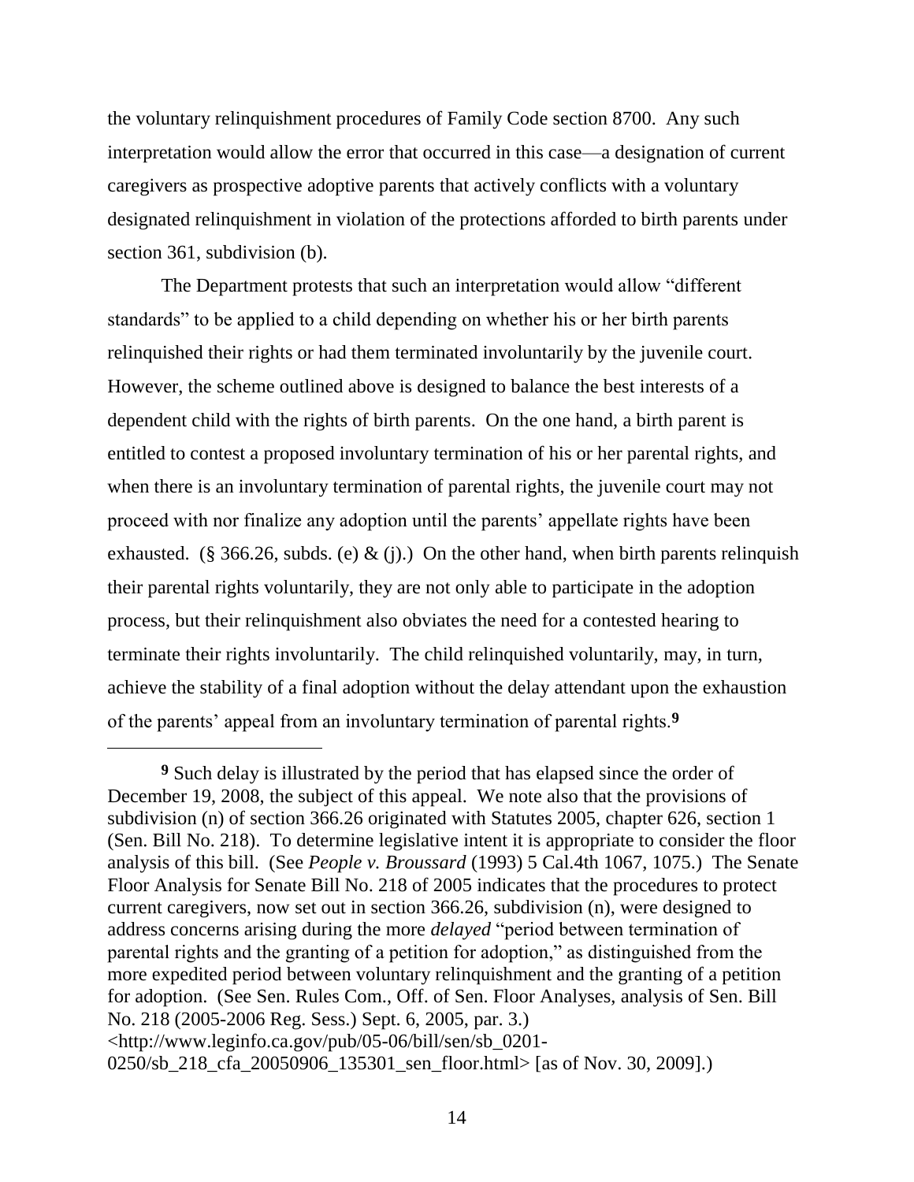the voluntary relinquishment procedures of Family Code section 8700. Any such interpretation would allow the error that occurred in this case—a designation of current caregivers as prospective adoptive parents that actively conflicts with a voluntary designated relinquishment in violation of the protections afforded to birth parents under section 361, subdivision (b).

The Department protests that such an interpretation would allow "different standards" to be applied to a child depending on whether his or her birth parents relinquished their rights or had them terminated involuntarily by the juvenile court. However, the scheme outlined above is designed to balance the best interests of a dependent child with the rights of birth parents. On the one hand, a birth parent is entitled to contest a proposed involuntary termination of his or her parental rights, and when there is an involuntary termination of parental rights, the juvenile court may not proceed with nor finalize any adoption until the parents' appellate rights have been exhausted. (§ 366.26, subds. (e) & (j).) On the other hand, when birth parents relinquish their parental rights voluntarily, they are not only able to participate in the adoption process, but their relinquishment also obviates the need for a contested hearing to terminate their rights involuntarily. The child relinquished voluntarily, may, in turn, achieve the stability of a final adoption without the delay attendant upon the exhaustion of the parents' appeal from an involuntary termination of parental rights.[9]

---

**9** Such delay is illustrated by the period that has elapsed since the order of December 19, 2008, the subject of this appeal. We note also that the provisions of subdivision (n) of section 366.26 originated with Statutes 2005, chapter 626, section 1 (Sen. Bill No. 218). To determine legislative intent it is appropriate to consider the floor analysis of this bill. (See *People v. Broussard* (1993) 5 Cal.4th 1067, 1075.) The Senate Floor Analysis for Senate Bill No. 218 of 2005 indicates that the procedures to protect current caregivers, now set out in section 366.26, subdivision (n), were designed to address concerns arising during the more *delayed* "period between termination of parental rights and the granting of a petition for adoption," as distinguished from the more expedited period between voluntary relinquishment and the granting of a petition for adoption. (See Sen. Rules Com., Off. of Sen. Floor Analyses, analysis of Sen. Bill No. 218 (2005-2006 Reg. Sess.) Sept. 6, 2005, par. 3.) <http://www.leginfo.ca.gov/pub/05-06/bill/sen/sb_0201-0250/sb_218_cfa_20050906_135301_sen_floor.html> [as of Nov. 30, 2009].)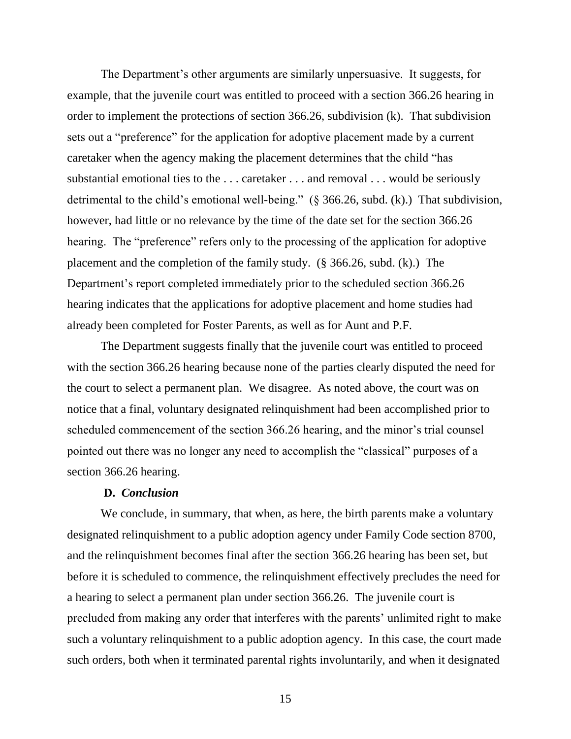The Department's other arguments are similarly unpersuasive. It suggests, for example, that the juvenile court was entitled to proceed with a section 366.26 hearing in order to implement the protections of section 366.26, subdivision (k). That subdivision sets out a "preference" for the application for adoptive placement made by a current caretaker when the agency making the placement determines that the child "has substantial emotional ties to the . . . caretaker . . . and removal . . . would be seriously detrimental to the child's emotional well-being." (§ 366.26, subd. (k).) That subdivision, however, had little or no relevance by the time of the date set for the section 366.26 hearing. The "preference" refers only to the processing of the application for adoptive placement and the completion of the family study. (§ 366.26, subd. (k).) The Department's report completed immediately prior to the scheduled section 366.26 hearing indicates that the applications for adoptive placement and home studies had already been completed for Foster Parents, as well as for Aunt and P.F.

The Department suggests finally that the juvenile court was entitled to proceed with the section 366.26 hearing because none of the parties clearly disputed the need for the court to select a permanent plan. We disagree. As noted above, the court was on notice that a final, voluntary designated relinquishment had been accomplished prior to scheduled commencement of the section 366.26 hearing, and the minor's trial counsel pointed out there was no longer any need to accomplish the "classical" purposes of a section 366.26 hearing.

**D.** ***Conclusion***

We conclude, in summary, that when, as here, the birth parents make a voluntary designated relinquishment to a public adoption agency under Family Code section 8700, and the relinquishment becomes final after the section 366.26 hearing has been set, but before it is scheduled to commence, the relinquishment effectively precludes the need for a hearing to select a permanent plan under section 366.26. The juvenile court is precluded from making any order that interferes with the parents' unlimited right to make such a voluntary relinquishment to a public adoption agency. In this case, the court made such orders, both when it terminated parental rights involuntarily, and when it designated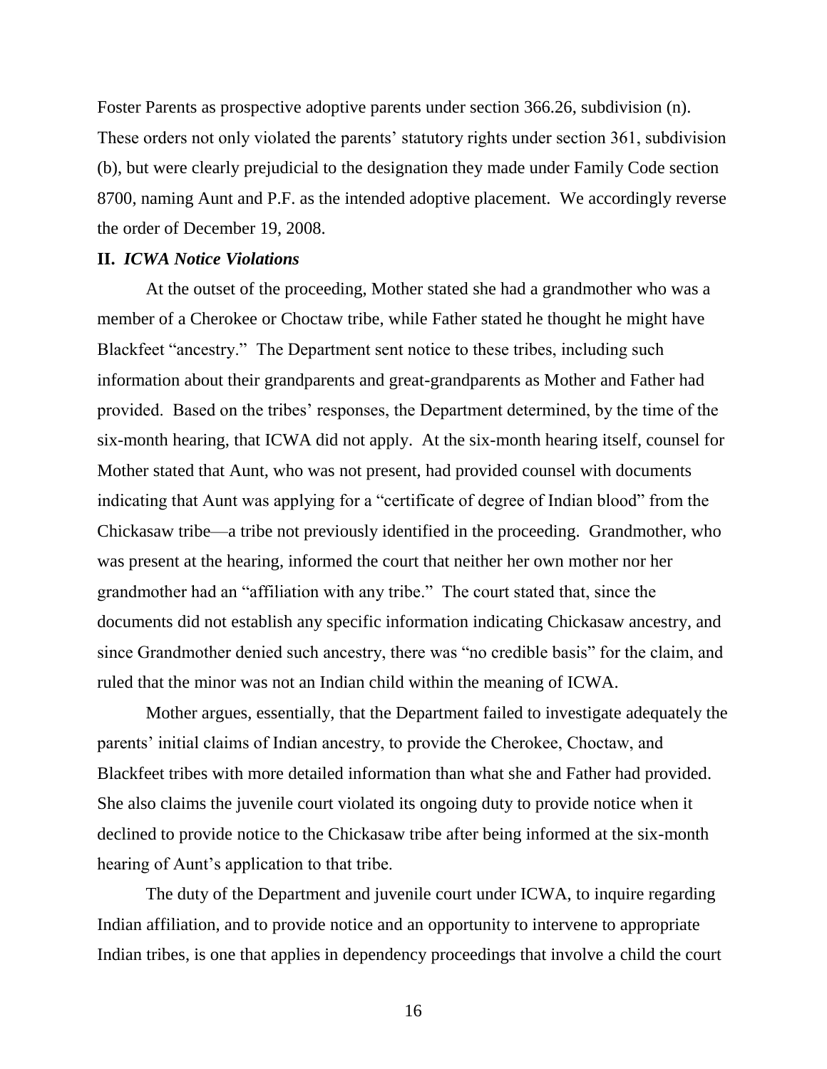Foster Parents as prospective adoptive parents under section 366.26, subdivision (n). These orders not only violated the parents' statutory rights under section 361, subdivision (b), but were clearly prejudicial to the designation they made under Family Code section 8700, naming Aunt and P.F. as the intended adoptive placement. We accordingly reverse the order of December 19, 2008.

**II.** ***ICWA Notice Violations***

At the outset of the proceeding, Mother stated she had a grandmother who was a member of a Cherokee or Choctaw tribe, while Father stated he thought he might have Blackfeet "ancestry." The Department sent notice to these tribes, including such information about their grandparents and great-grandparents as Mother and Father had provided. Based on the tribes' responses, the Department determined, by the time of the six-month hearing, that ICWA did not apply. At the six-month hearing itself, counsel for Mother stated that Aunt, who was not present, had provided counsel with documents indicating that Aunt was applying for a "certificate of degree of Indian blood" from the Chickasaw tribe—a tribe not previously identified in the proceeding. Grandmother, who was present at the hearing, informed the court that neither her own mother nor her grandmother had an "affiliation with any tribe." The court stated that, since the documents did not establish any specific information indicating Chickasaw ancestry, and since Grandmother denied such ancestry, there was "no credible basis" for the claim, and ruled that the minor was not an Indian child within the meaning of ICWA.

Mother argues, essentially, that the Department failed to investigate adequately the parents' initial claims of Indian ancestry, to provide the Cherokee, Choctaw, and Blackfeet tribes with more detailed information than what she and Father had provided. She also claims the juvenile court violated its ongoing duty to provide notice when it declined to provide notice to the Chickasaw tribe after being informed at the six-month hearing of Aunt's application to that tribe.

The duty of the Department and juvenile court under ICWA, to inquire regarding Indian affiliation, and to provide notice and an opportunity to intervene to appropriate Indian tribes, is one that applies in dependency proceedings that involve a child the court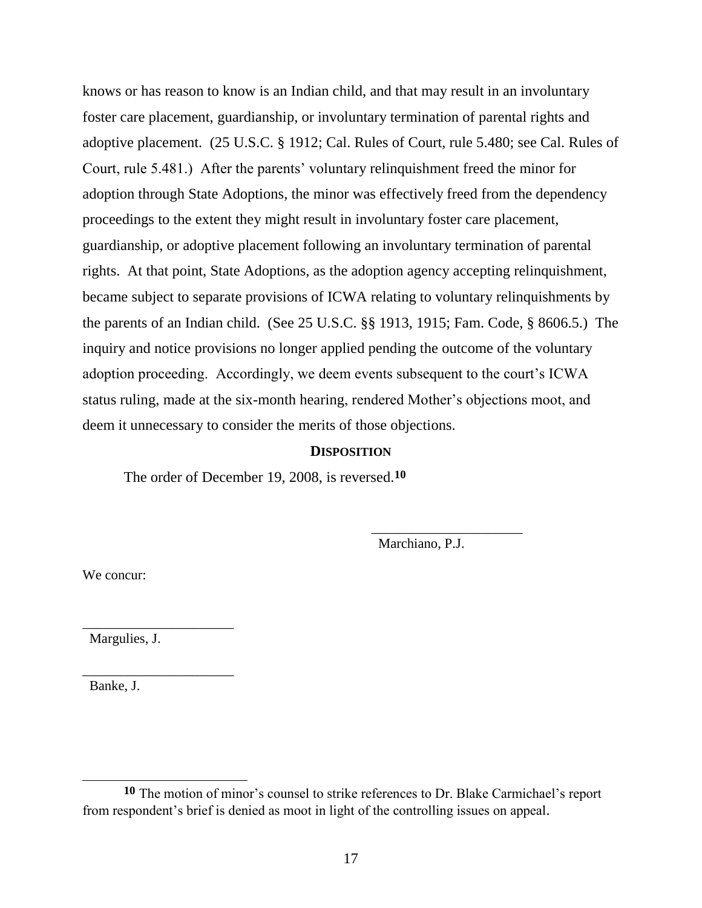knows or has reason to know is an Indian child, and that may result in an involuntary foster care placement, guardianship, or involuntary termination of parental rights and adoptive placement. (25 U.S.C. § 1912; Cal. Rules of Court, rule 5.480; see Cal. Rules of Court, rule 5.481.) After the parents' voluntary relinquishment freed the minor for adoption through State Adoptions, the minor was effectively freed from the dependency proceedings to the extent they might result in involuntary foster care placement, guardianship, or adoptive placement following an involuntary termination of parental rights. At that point, State Adoptions, as the adoption agency accepting relinquishment, became subject to separate provisions of ICWA relating to voluntary relinquishments by the parents of an Indian child. (See 25 U.S.C. §§ 1913, 1915; Fam. Code, § 8606.5.) The inquiry and notice provisions no longer applied pending the outcome of the voluntary adoption proceeding. Accordingly, we deem events subsequent to the court's ICWA status ruling, made at the six-month hearing, rendered Mother's objections moot, and deem it unnecessary to consider the merits of those objections.

**DISPOSITION**

The order of December 19, 2008, is reversed.[10]

_____________________
Marchiano, P.J.

We concur:

_____________________
Margulies, J.

_____________________
Banke, J.

---

[10] The motion of minor's counsel to strike references to Dr. Blake Carmichael's report from respondent's brief is denied as moot in light of the controlling issues on appeal.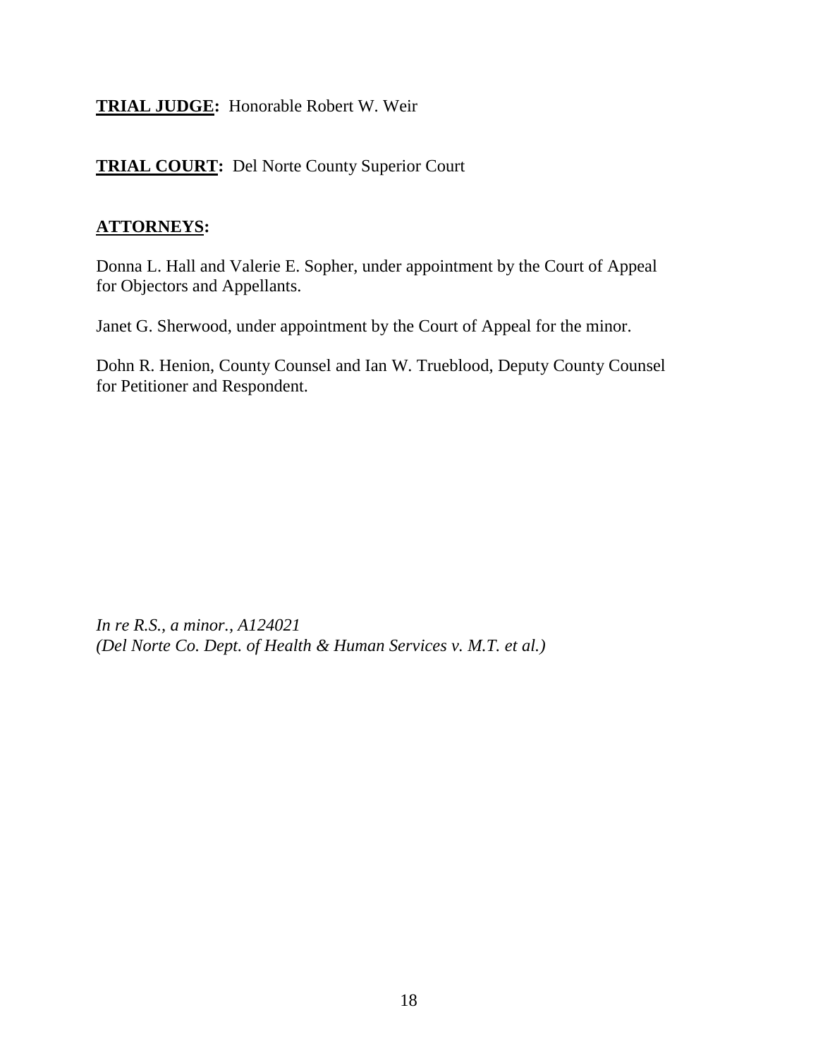**TRIAL JUDGE:** Honorable Robert W. Weir

**TRIAL COURT:** Del Norte County Superior Court

**ATTORNEYS:**

Donna L. Hall and Valerie E. Sopher, under appointment by the Court of Appeal for Objectors and Appellants.

Janet G. Sherwood, under appointment by the Court of Appeal for the minor.

Dohn R. Henion, County Counsel and Ian W. Trueblood, Deputy County Counsel for Petitioner and Respondent.

*In re R.S., a minor., A124021*
*(Del Norte Co. Dept. of Health & Human Services v. M.T. et al.)*